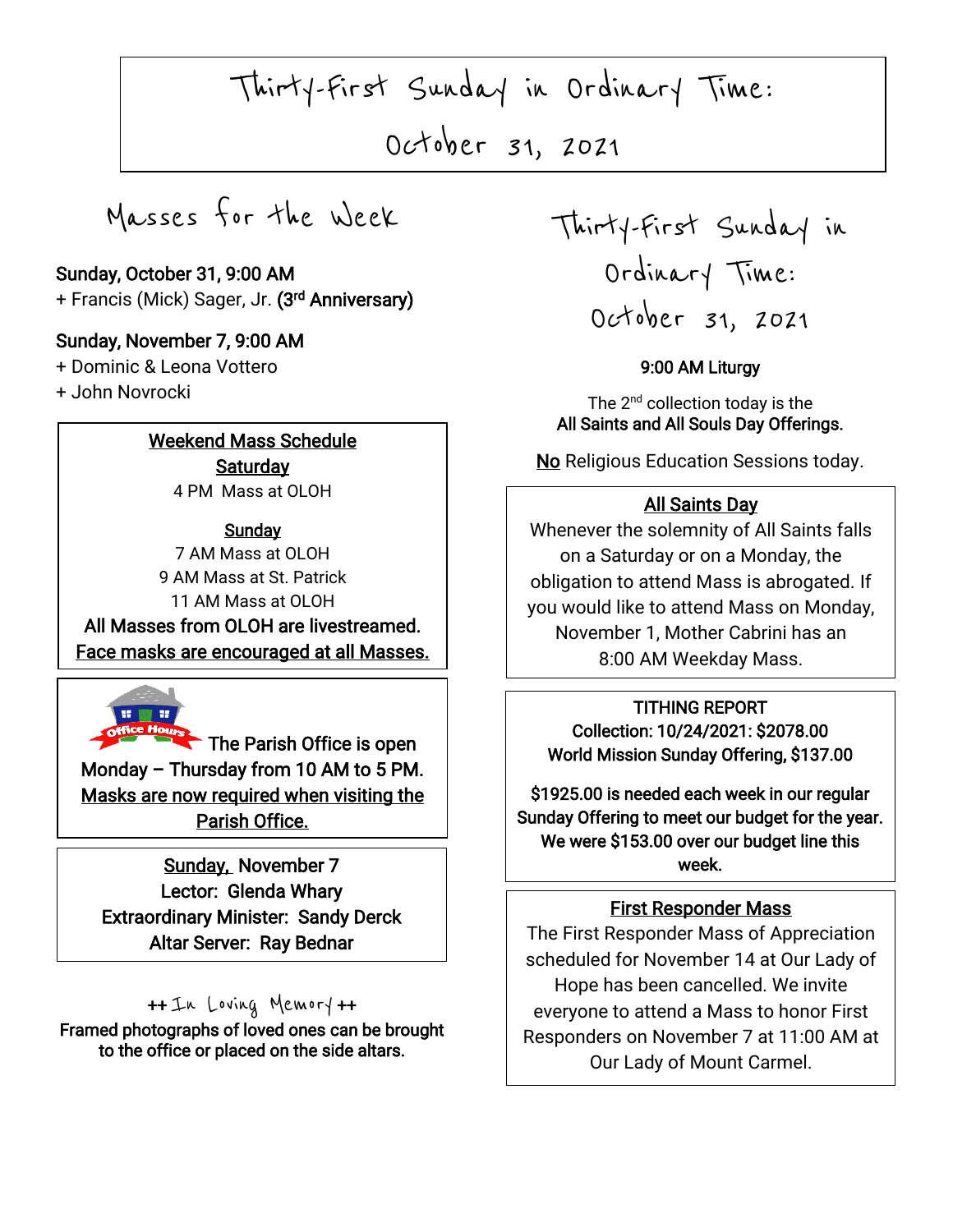# Thirty-First Sunday in Ordinary Time: October 31, 2021

## Masses for the Week

**Sunday, October 31, 9:00 AM**
+ Francis (Mick) Sager, Jr. **(3rd Anniversary)**

**Sunday, November 7, 9:00 AM**
+ Dominic & Leona Vottero
+ John Novrocki

**Weekend Mass Schedule**

**Saturday**
4 PM Mass at OLOH

**Sunday**
7 AM Mass at OLOH
9 AM Mass at St. Patrick
11 AM Mass at OLOH

**All Masses from OLOH are livestreamed.**
**Face masks are encouraged at all Masses.**

Office Hours

**The Parish Office is open Monday – Thursday from 10 AM to 5 PM.**
**Masks are now required when visiting the Parish Office.**

**Sunday, November 7**
**Lector: Glenda Whary**
**Extraordinary Minister: Sandy Derck**
**Altar Server: Ray Bednar**

**++ In Loving Memory ++**
**Framed photographs of loved ones can be brought to the office or placed on the side altars.**

## Thirty-First Sunday in Ordinary Time: October 31, 2021

**9:00 AM Liturgy**

The 2nd collection today is the
**All Saints and All Souls Day Offerings.**

**No** Religious Education Sessions today.

**All Saints Day**
Whenever the solemnity of All Saints falls on a Saturday or on a Monday, the obligation to attend Mass is abrogated. If you would like to attend Mass on Monday, November 1, Mother Cabrini has an 8:00 AM Weekday Mass.

**TITHING REPORT**
**Collection: 10/24/2021: $2078.00**
**World Mission Sunday Offering, $137.00**

**$1925.00 is needed each week in our regular Sunday Offering to meet our budget for the year. We were $153.00 over our budget line this week.**

**First Responder Mass**
The First Responder Mass of Appreciation scheduled for November 14 at Our Lady of Hope has been cancelled. We invite everyone to attend a Mass to honor First Responders on November 7 at 11:00 AM at Our Lady of Mount Carmel.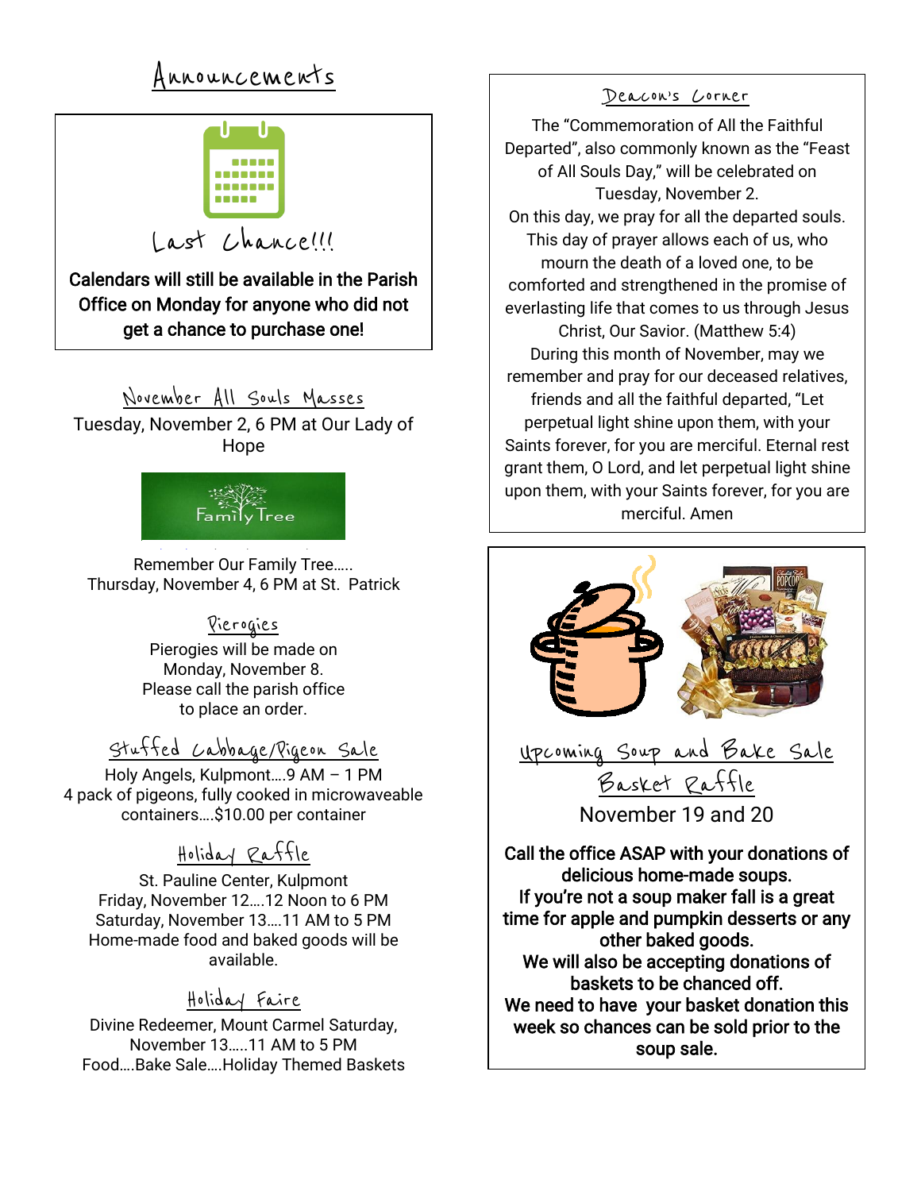# Announcements

## Last Chance!!!

**Calendars will still be available in the Parish Office on Monday for anyone who did not get a chance to purchase one!**

## November All Souls Masses

Tuesday, November 2, 6 PM at Our Lady of Hope

Family Tree

Remember Our Family Tree…..
Thursday, November 4, 6 PM at St. Patrick

## Pierogies

Pierogies will be made on Monday, November 8.
Please call the parish office to place an order.

## Stuffed Cabbage/Pigeon Sale

Holy Angels, Kulpmont….9 AM – 1 PM
4 pack of pigeons, fully cooked in microwaveable containers….$10.00 per container

## Holiday Raffle

St. Pauline Center, Kulpmont
Friday, November 12….12 Noon to 6 PM
Saturday, November 13….11 AM to 5 PM
Home-made food and baked goods will be available.

## Holiday Faire

Divine Redeemer, Mount Carmel Saturday, November 13…..11 AM to 5 PM
Food….Bake Sale….Holiday Themed Baskets

## Deacon's Corner

The "Commemoration of All the Faithful Departed", also commonly known as the "Feast of All Souls Day," will be celebrated on Tuesday, November 2.
On this day, we pray for all the departed souls. This day of prayer allows each of us, who mourn the death of a loved one, to be comforted and strengthened in the promise of everlasting life that comes to us through Jesus Christ, Our Savior. (Matthew 5:4)
During this month of November, may we remember and pray for our deceased relatives, friends and all the faithful departed, "Let perpetual light shine upon them, with your Saints forever, for you are merciful. Eternal rest grant them, O Lord, and let perpetual light shine upon them, with your Saints forever, for you are merciful. Amen

## Upcoming Soup and Bake Sale
## Basket Raffle

November 19 and 20

**Call the office ASAP with your donations of delicious home-made soups.**
**If you're not a soup maker fall is a great time for apple and pumpkin desserts or any other baked goods.**
**We will also be accepting donations of baskets to be chanced off.**
**We need to have your basket donation this week so chances can be sold prior to the soup sale.**